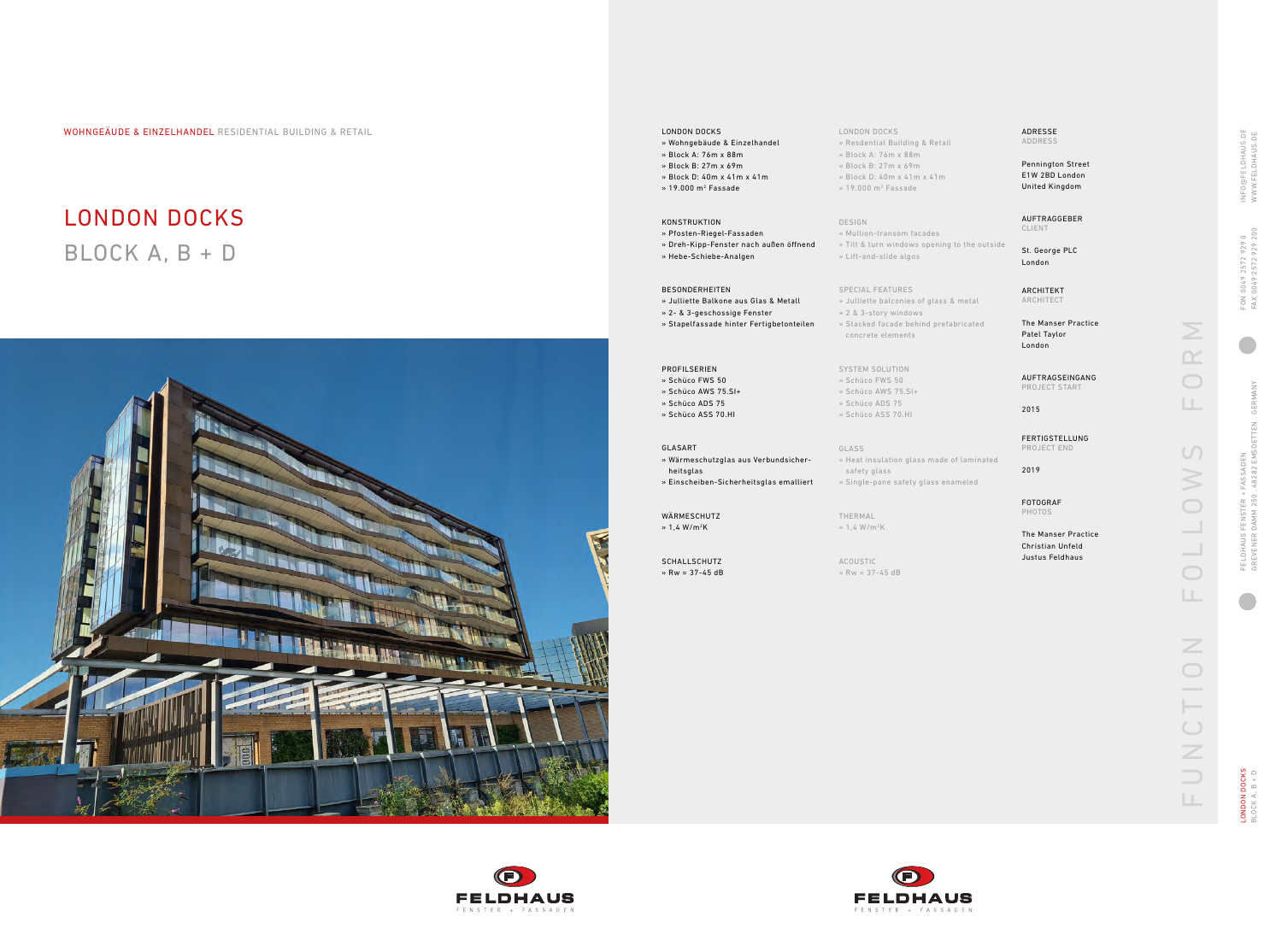WOHNGEÄUDE & EINZELHANDEL RESIDENTIAL BUILDING & RETAIL

# LONDON DOCKS
## BLOCK A, B + D

LONDON DOCKS
» Wohngebäude & Einzelhandel
» Block A: 76m x 88m
» Block B: 27m x 69m
» Block D: 40m x 41m x 41m
» 19.000 m² Fassade

KONSTRUKTION
» Pfosten-Riegel-Fassaden
» Dreh-Kipp-Fenster nach außen öffnend
» Hebe-Schiebe-Analgen

BESONDERHEITEN
» Julliette Balkone aus Glas & Metall
» 2- & 3-geschossige Fenster
» Stapelfassade hinter Fertigbetonteilen

PROFILSERIEN
» Schüco FWS 50
» Schüco AWS 75.SI+
» Schüco ADS 75
» Schüco ASS 70.HI

GLASART
» Wärmeschutzglas aus Verbundsicherheitsglas
» Einscheiben-Sicherheitsglas emalliert

WÄRMESCHUTZ
» 1,4 W/m²K

SCHALLSCHUTZ
» Rw = 37-45 dB

LONDON DOCKS
» Resdential Building & Retail
» Block A: 76m x 88m
» Block B: 27m x 69m
» Block D: 40m x 41m x 41m
» 19.000 m² Fassade

DESIGN
» Mullion-transom facades
» Tilt & turn windows opening to the outside
» Lift-and-slide algos

SPECIAL FEATURES
» Julliette balconies of glass & metal
» 2 & 3-story windows
» Stacked facade behind prefabricated concrete elements

SYSTEM SOLUTION
» Schüco FWS 50
» Schüco AWS 75.SI+
» Schüco ADS 75
» Schüco ASS 70.HI

GLASS
» Heat insulation glass made of laminated safety glass
» Single-pane safety glass enameled

THERMAL
» 1,4 W/m²K

ACOUSTIC
» Rw = 37-45 dB

ADRESSE
ADDRESS

Pennington Street
E1W 2BD London
United Kingdom

AUFTRAGGEBER
CLIENT

St. George PLC
London

ARCHITEKT
ARCHITECT

The Manser Practice
Patel Taylor
London

AUFTRAGSEINGANG
PROJECT START

2015

FERTIGSTELLUNG
PROJECT END

2019

FOTOGRAF
PHOTOS

The Manser Practice
Christian Unfeld
Justus Feldhaus

FUNCTION FOLLOWS FORM

INFO@FELDHAUS.DE
WWW.FELDHAUS.DE

FON 0049 2572 929 0
FAX 0049 2572 929 200

FELDHAUS FENSTER + FASSADEN
GREVENER DAMM 250 · 48282 EMSDETTEN · GERMANY

LONDON DOCKS
BLOCK A, B + D

FELDHAUS
FENSTER + FASSADEN

FELDHAUS
FENSTER + FASSADEN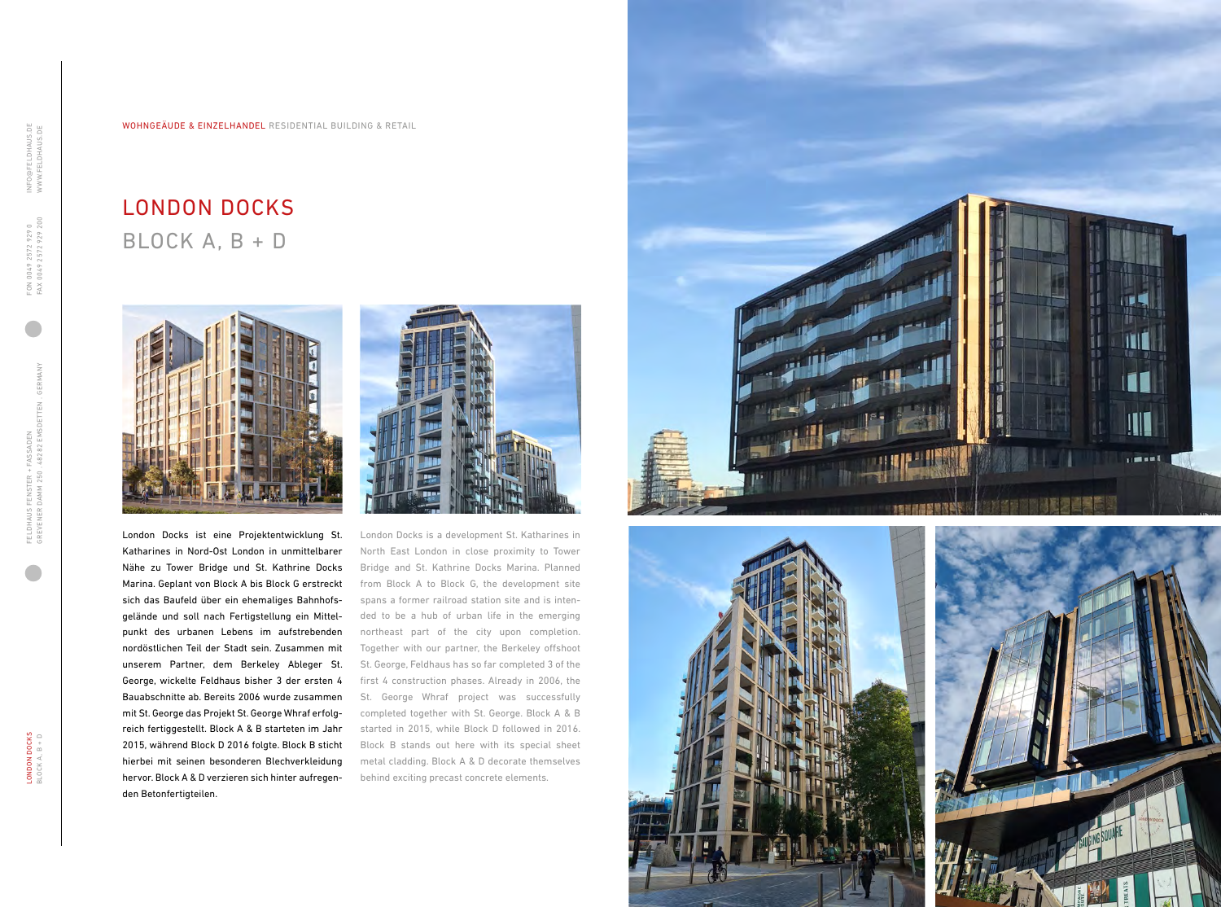WOHNGEÄUDE & EINZELHANDEL RESIDENTIAL BUILDING & RETAIL

# LONDON DOCKS

## BLOCK A, B + D

London Docks ist eine Projektentwicklung St. Katharines in Nord-Ost London in unmittelbarer Nähe zu Tower Bridge und St. Kathrine Docks Marina. Geplant von Block A bis Block G erstreckt sich das Baufeld über ein ehemaliges Bahnhofsgelände und soll nach Fertigstellung ein Mittelpunkt des urbanen Lebens im aufstrebenden nordöstlichen Teil der Stadt sein. Zusammen mit unserem Partner, dem Berkeley Ableger St. George, wickelte Feldhaus bisher 3 der ersten 4 Bauabschnitte ab. Bereits 2006 wurde zusammen mit St. George das Projekt St. George Whraf erfolgreich fertiggestellt. Block A & B starteten im Jahr 2015, während Block D 2016 folgte. Block B sticht hierbei mit seinen besonderen Blechverkleidung hervor. Block A & D verzieren sich hinter aufregenden Betonfertigteilen.

London Docks is a development St. Katharines in North East London in close proximity to Tower Bridge and St. Kathrine Docks Marina. Planned from Block A to Block G, the development site spans a former railroad station site and is intended to be a hub of urban life in the emerging northeast part of the city upon completion. Together with our partner, the Berkeley offshoot St. George, Feldhaus has so far completed 3 of the first 4 construction phases. Already in 2006, the St. George Whraf project was successfully completed together with St. George. Block A & B started in 2015, while Block D followed in 2016. Block B stands out here with its special sheet metal cladding. Block A & D decorate themselves behind exciting precast concrete elements.